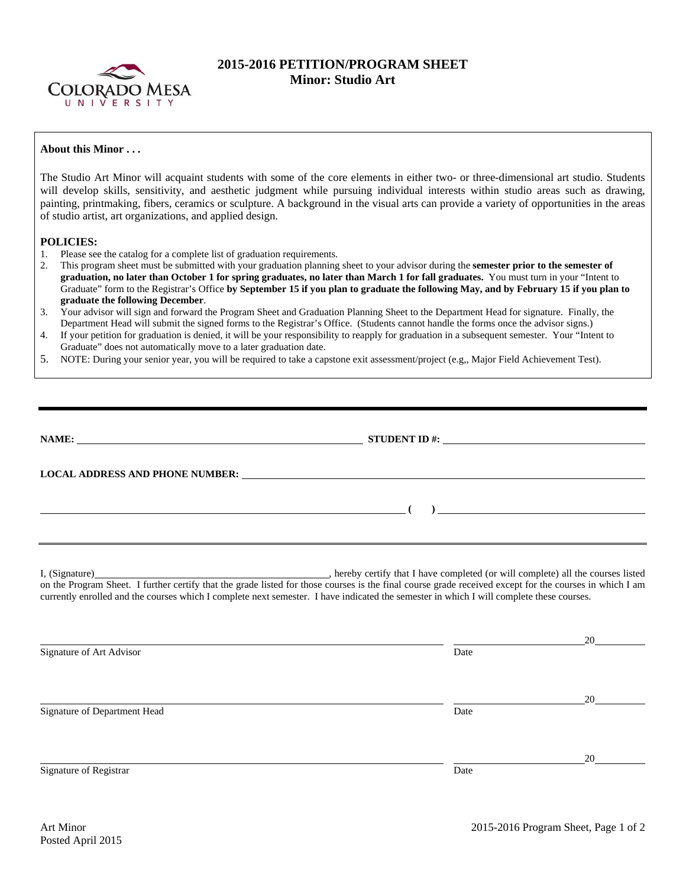# 2015-2016 PETITION/PROGRAM SHEET
## Minor: Studio Art

**About this Minor . . .**

The Studio Art Minor will acquaint students with some of the core elements in either two- or three-dimensional art studio. Students will develop skills, sensitivity, and aesthetic judgment while pursuing individual interests within studio areas such as drawing, painting, printmaking, fibers, ceramics or sculpture. A background in the visual arts can provide a variety of opportunities in the areas of studio artist, art organizations, and applied design.

**POLICIES:**

1. Please see the catalog for a complete list of graduation requirements.
2. This program sheet must be submitted with your graduation planning sheet to your advisor during the **semester prior to the semester of graduation, no later than October 1 for spring graduates, no later than March 1 for fall graduates.** You must turn in your "Intent to Graduate" form to the Registrar's Office **by September 15 if you plan to graduate the following May, and by February 15 if you plan to graduate the following December**.
3. Your advisor will sign and forward the Program Sheet and Graduation Planning Sheet to the Department Head for signature. Finally, the Department Head will submit the signed forms to the Registrar's Office. (Students cannot handle the forms once the advisor signs.)
4. If your petition for graduation is denied, it will be your responsibility to reapply for graduation in a subsequent semester. Your "Intent to Graduate" does not automatically move to a later graduation date.
5. NOTE: During your senior year, you will be required to take a capstone exit assessment/project (e.g,, Major Field Achievement Test).

---

**NAME:** ____________________ **STUDENT ID #:** ____________________

**LOCAL ADDRESS AND PHONE NUMBER:** ____________________

____________________ **( )** ____________________

---

I, (Signature)____________________, hereby certify that I have completed (or will complete) all the courses listed on the Program Sheet. I further certify that the grade listed for those courses is the final course grade received except for the courses in which I am currently enrolled and the courses which I complete next semester. I have indicated the semester in which I will complete these courses.

____________________ ____________________20______
Signature of Art Advisor Date

____________________ ____________________20______
Signature of Department Head Date

____________________ ____________________20______
Signature of Registrar Date

Art Minor
Posted April 2015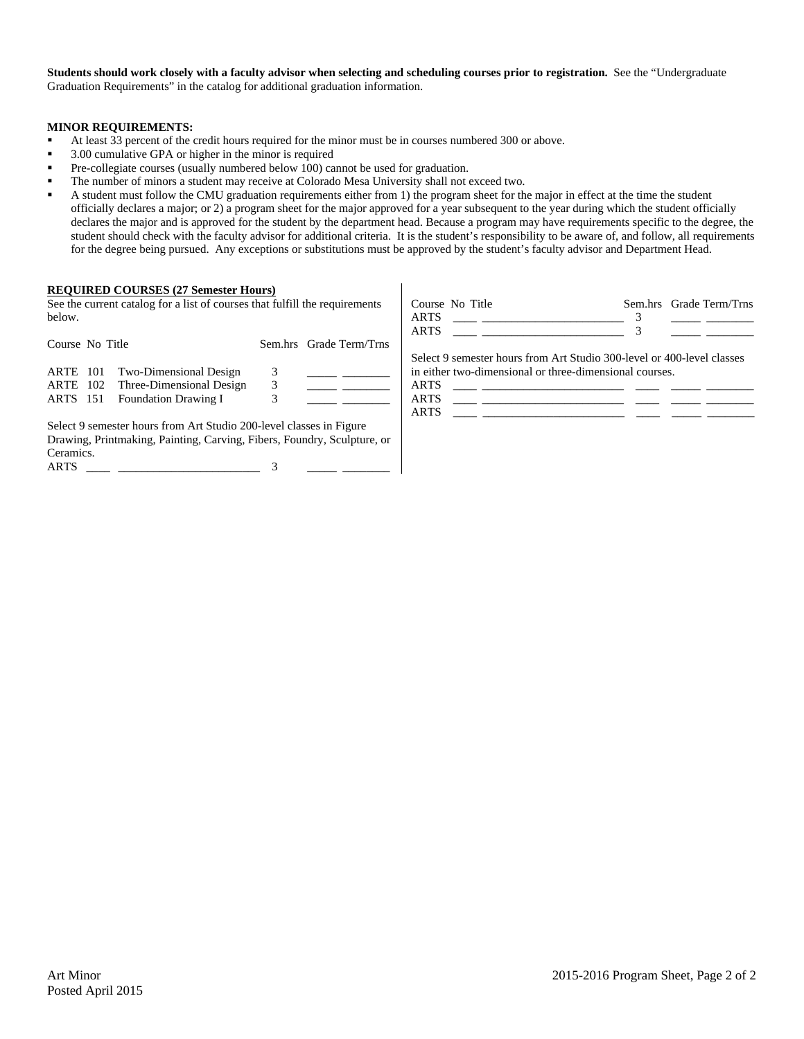**Students should work closely with a faculty advisor when selecting and scheduling courses prior to registration.** See the "Undergraduate Graduation Requirements" in the catalog for additional graduation information.

**MINOR REQUIREMENTS:**

- At least 33 percent of the credit hours required for the minor must be in courses numbered 300 or above.
- 3.00 cumulative GPA or higher in the minor is required
- Pre-collegiate courses (usually numbered below 100) cannot be used for graduation.
- The number of minors a student may receive at Colorado Mesa University shall not exceed two.
- A student must follow the CMU graduation requirements either from 1) the program sheet for the major in effect at the time the student officially declares a major; or 2) a program sheet for the major approved for a year subsequent to the year during which the student officially declares the major and is approved for the student by the department head. Because a program may have requirements specific to the degree, the student should check with the faculty advisor for additional criteria. It is the student's responsibility to be aware of, and follow, all requirements for the degree being pursued. Any exceptions or substitutions must be approved by the student's faculty advisor and Department Head.

**REQUIRED COURSES (27 Semester Hours)**

See the current catalog for a list of courses that fulfill the requirements below.

| Course | No | Title | Sem.hrs | Grade | Term/Trns |
|---|---|---|---|---|---|
| ARTE | 101 | Two-Dimensional Design | 3 | _____ | ________ |
| ARTE | 102 | Three-Dimensional Design | 3 | _____ | ________ |
| ARTS | 151 | Foundation Drawing I | 3 | _____ | ________ |

Select 9 semester hours from Art Studio 200-level classes in Figure Drawing, Printmaking, Painting, Carving, Fibers, Foundry, Sculpture, or Ceramics.

| Course | No | Title | Sem.hrs | Grade | Term/Trns |
|---|---|---|---|---|---|
| ARTS | ____ | ________________________ | 3 | _____ | ________ |
| ARTS | ____ | ________________________ | 3 | _____ | ________ |
| ARTS | ____ | ________________________ | 3 | _____ | ________ |

Select 9 semester hours from Art Studio 300-level or 400-level classes in either two-dimensional or three-dimensional courses.

| Course | No | Title | Sem.hrs | Grade | Term/Trns |
|---|---|---|---|---|---|
| ARTS | ____ | ________________________ | ____ | _____ | ________ |
| ARTS | ____ | ________________________ | ____ | _____ | ________ |
| ARTS | ____ | ________________________ | ____ | _____ | ________ |

Art Minor
Posted April 2015